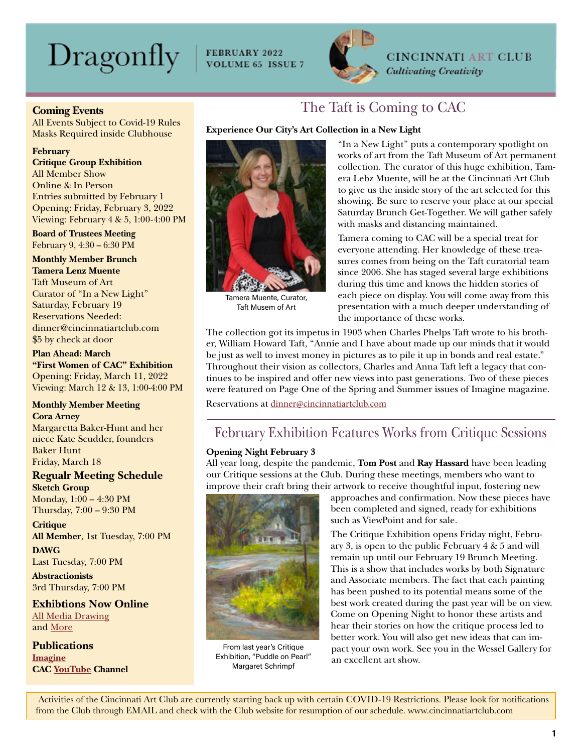# Dragonfly

**FEBRUARY 2022**
**VOLUME 65 ISSUE 7**

**CINCINNATI ART CLUB**
***Cultivating Creativity***

## Coming Events

All Events Subject to Covid-19 Rules
Masks Required inside Clubhouse

**February**
**Critique Group Exhibition**
All Member Show
Online & In Person
Entries submitted by February 1
Opening: Friday, February 3, 2022
Viewing: February 4 & 5, 1:00-4:00 PM

**Board of Trustees Meeting**
February 9, 4:30 – 6:30 PM

**Monthly Member Brunch**
**Tamera Lenz Muente**
Taft Museum of Art
Curator of "In a New Light"
Saturday, February 19
Reservations Needed:
dinner@cincinnatiartclub.com
$5 by check at door

**Plan Ahead: March**
**"First Women of CAC" Exhibition**
Opening: Friday, March 11, 2022
Viewing: March 12 & 13, 1:00-4:00 PM

**Monthly Member Meeting**
**Cora Arney**
Margaretta Baker-Hunt and her niece Kate Scudder, founders Baker Hunt
Friday, March 18

### Regualr Meeting Schedule

**Sketch Group**
Monday, 1:00 – 4:30 PM
Thursday, 7:00 – 9:30 PM

**Critique**
**All Member**, 1st Tuesday, 7:00 PM

**DAWG**
Last Tuesday, 7:00 PM

**Abstractionists**
3rd Thursday, 7:00 PM

### Exhibtions Now Online

All Media Drawing
and More

### Publications

**Imagine**
**CAC YouTube Channel**

## The Taft is Coming to CAC

**Experience Our City's Art Collection in a New Light**

Tamera Muente, Curator, Taft Musem of Art

"In a New Light" puts a contemporary spotlight on works of art from the Taft Museum of Art permanent collection. The curator of this huge exhibition, Tamera Lebz Muente, will be at the Cincinnati Art Club to give us the inside story of the art selected for this showing. Be sure to reserve your place at our special Saturday Brunch Get-Together. We will gather safely with masks and distancing maintained.

Tamera coming to CAC will be a special treat for everyone attending. Her knowledge of these treasures comes from being on the Taft curatorial team since 2006. She has staged several large exhibitions during this time and knows the hidden stories of each piece on display. You will come away from this presentation with a much deeper understanding of the importance of these works.

The collection got its impetus in 1903 when Charles Phelps Taft wrote to his brother, William Howard Taft, "Annie and I have about made up our minds that it would be just as well to invest money in pictures as to pile it up in bonds and real estate." Throughout their vision as collectors, Charles and Anna Taft left a legacy that continues to be inspired and offer new views into past generations. Two of these pieces were featured on Page One of the Spring and Summer issues of Imagine magazine.

Reservations at dinner@cincinnatiartclub.com

## February Exhibition Features Works from Critique Sessions

**Opening Night February 3**

All year long, despite the pandemic, **Tom Post** and **Ray Hassard** have been leading our Critique sessions at the Club. During these meetings, members who want to improve their craft bring their artwork to receive thoughtful input, fostering new approaches and confirmation. Now these pieces have been completed and signed, ready for exhibitions such as ViewPoint and for sale.

From last year's Critique Exhibition, "Puddle on Pearl" Margaret Schrimpf

The Critique Exhibition opens Friday night, February 3, is open to the public February 4 & 5 and will remain up until our February 19 Brunch Meeting. This is a show that includes works by both Signature and Associate members. The fact that each painting has been pushed to its potential means some of the best work created during the past year will be on view. Come on Opening Night to honor these artists and hear their stories on how the critique process led to better work. You will also get new ideas that can impact your own work. See you in the Wessel Gallery for an excellent art show.

Activities of the Cincinnati Art Club are currently starting back up with certain COVID-19 Restrictions. Please look for notifications from the Club through EMAIL and check with the Club website for resumption of our schedule. www.cincinnatiartclub.com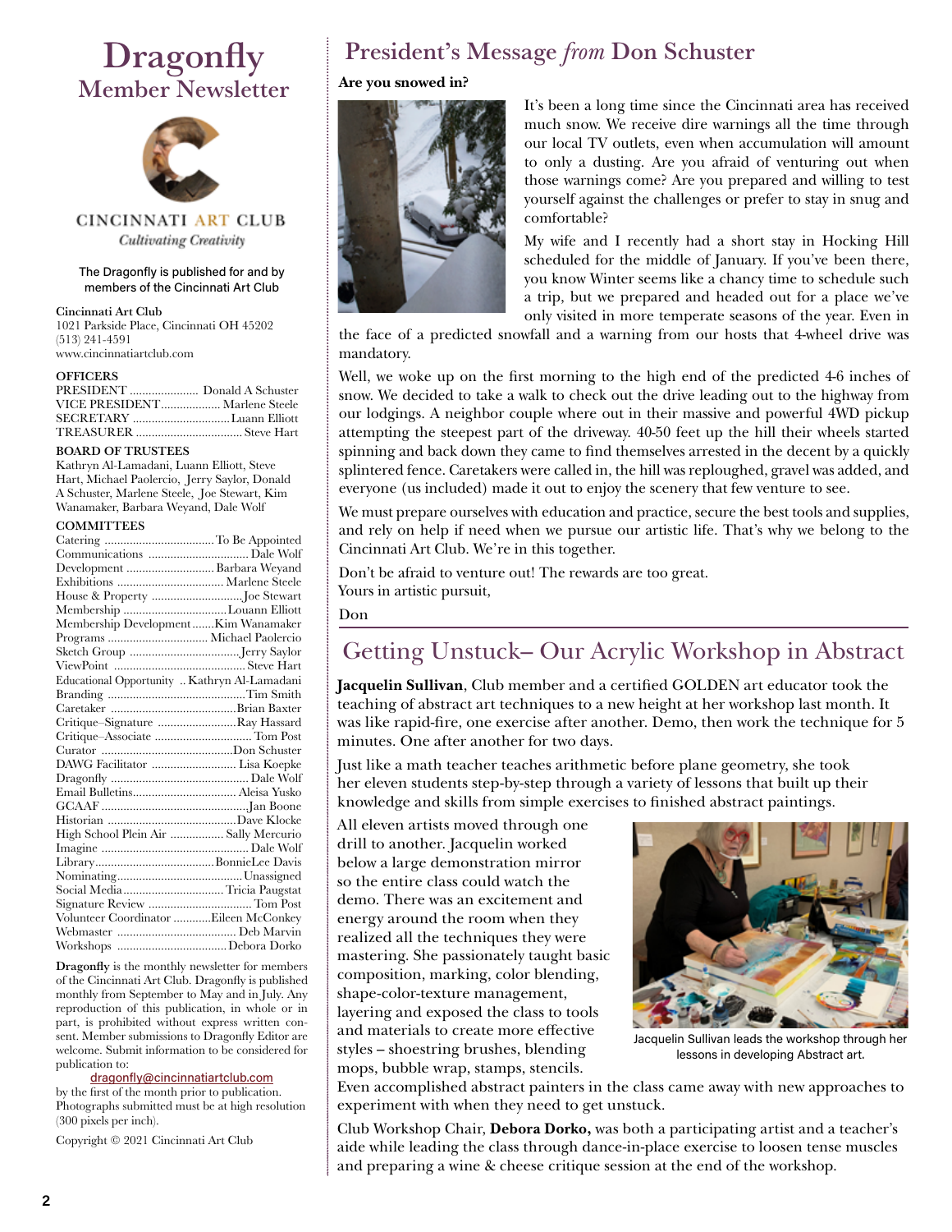# Dragonfly
## Member Newsletter

CINCINNATI ART CLUB
*Cultivating Creativity*

The Dragonfly is published for and by members of the Cincinnati Art Club

**Cincinnati Art Club**
1021 Parkside Place, Cincinnati OH 45202
(513) 241-4591
www.cincinnatiartclub.com

**OFFICERS**

| | |
|---|---|
| PRESIDENT | Donald A Schuster |
| VICE PRESIDENT | Marlene Steele |
| SECRETARY | Luann Elliott |
| TREASURER | Steve Hart |

**BOARD OF TRUSTEES**
Kathryn Al-Lamadani, Luann Elliott, Steve Hart, Michael Paolercio, Jerry Saylor, Donald A Schuster, Marlene Steele, Joe Stewart, Kim Wanamaker, Barbara Weyand, Dale Wolf

**COMMITTEES**

| | |
|---|---|
| Catering | To Be Appointed |
| Communications | Dale Wolf |
| Development | Barbara Weyand |
| Exhibitions | Marlene Steele |
| House & Property | Joe Stewart |
| Membership | Louann Elliott |
| Membership Development | Kim Wanamaker |
| Programs | Michael Paolercio |
| Sketch Group | Jerry Saylor |
| ViewPoint | Steve Hart |
| Educational Opportunity | Kathryn Al-Lamadani |
| Branding | Tim Smith |
| Caretaker | Brian Baxter |
| Critique–Signature | Ray Hassard |
| Critique–Associate | Tom Post |
| Curator | Don Schuster |
| DAWG Facilitator | Lisa Koepke |
| Dragonfly | Dale Wolf |
| Email Bulletins | Aleisa Yusko |
| GCAAF | Jan Boone |
| Historian | Dave Klocke |
| High School Plein Air | Sally Mercurio |
| Imagine | Dale Wolf |
| Library | BonnieLee Davis |
| Nominating | Unassigned |
| Social Media | Tricia Paugstat |
| Signature Review | Tom Post |
| Volunteer Coordinator | Eileen McConkey |
| Webmaster | Deb Marvin |
| Workshops | Debora Dorko |

**Dragonfly** is the monthly newsletter for members of the Cincinnati Art Club. Dragonfly is published monthly from September to May and in July. Any reproduction of this publication, in whole or in part, is prohibited without express written consent. Member submissions to Dragonfly Editor are welcome. Submit information to be considered for publication to:
dragonfly@cincinnatiartclub.com
by the first of the month prior to publication. Photographs submitted must be at high resolution (300 pixels per inch).

Copyright © 2021 Cincinnati Art Club

## President's Message *from* Don Schuster

**Are you snowed in?**

It's been a long time since the Cincinnati area has received much snow. We receive dire warnings all the time through our local TV outlets, even when accumulation will amount to only a dusting. Are you afraid of venturing out when those warnings come? Are you prepared and willing to test yourself against the challenges or prefer to stay in snug and comfortable?

My wife and I recently had a short stay in Hocking Hill scheduled for the middle of January. If you've been there, you know Winter seems like a chancy time to schedule such a trip, but we prepared and headed out for a place we've only visited in more temperate seasons of the year. Even in the face of a predicted snowfall and a warning from our hosts that 4-wheel drive was mandatory.

Well, we woke up on the first morning to the high end of the predicted 4-6 inches of snow. We decided to take a walk to check out the drive leading out to the highway from our lodgings. A neighbor couple where out in their massive and powerful 4WD pickup attempting the steepest part of the driveway. 40-50 feet up the hill their wheels started spinning and back down they came to find themselves arrested in the decent by a quickly splintered fence. Caretakers were called in, the hill was reploughed, gravel was added, and everyone (us included) made it out to enjoy the scenery that few venture to see.

We must prepare ourselves with education and practice, secure the best tools and supplies, and rely on help if need when we pursue our artistic life. That's why we belong to the Cincinnati Art Club. We're in this together.

Don't be afraid to venture out! The rewards are too great.
Yours in artistic pursuit,

Don

## Getting Unstuck– Our Acrylic Workshop in Abstract

**Jacquelin Sullivan**, Club member and a certified GOLDEN art educator took the teaching of abstract art techniques to a new height at her workshop last month. It was like rapid-fire, one exercise after another. Demo, then work the technique for 5 minutes. One after another for two days.

Just like a math teacher teaches arithmetic before plane geometry, she took her eleven students step-by-step through a variety of lessons that built up their knowledge and skills from simple exercises to finished abstract paintings.

All eleven artists moved through one drill to another. Jacquelin worked below a large demonstration mirror so the entire class could watch the demo. There was an excitement and energy around the room when they realized all the techniques they were mastering. She passionately taught basic composition, marking, color blending, shape-color-texture management, layering and exposed the class to tools and materials to create more effective styles – shoestring brushes, blending mops, bubble wrap, stamps, stencils. Even accomplished abstract painters in the class came away with new approaches to experiment with when they need to get unstuck.

Jacquelin Sullivan leads the workshop through her lessons in developing Abstract art.

Club Workshop Chair, **Debora Dorko,** was both a participating artist and a teacher's aide while leading the class through dance-in-place exercise to loosen tense muscles and preparing a wine & cheese critique session at the end of the workshop.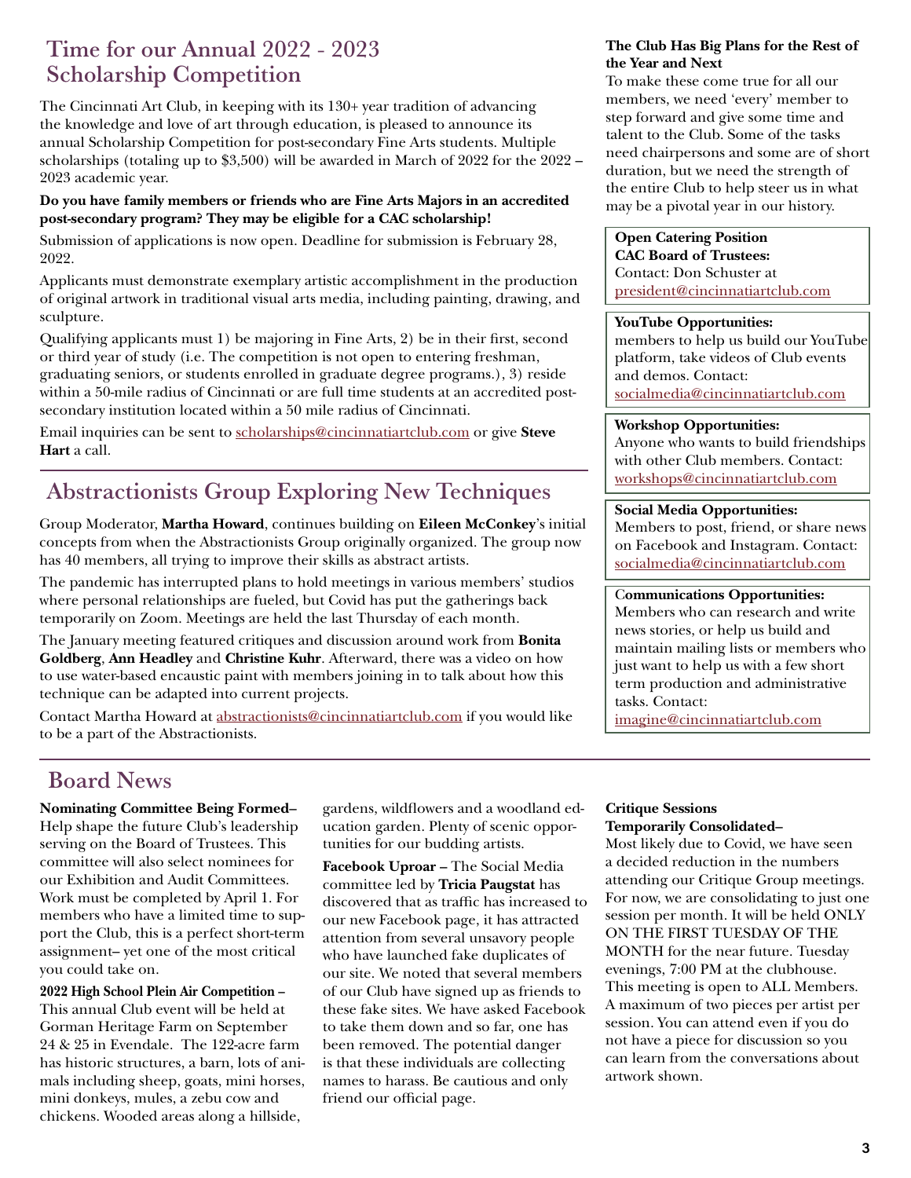## Time for our Annual 2022 - 2023 Scholarship Competition

The Cincinnati Art Club, in keeping with its 130+ year tradition of advancing the knowledge and love of art through education, is pleased to announce its annual Scholarship Competition for post-secondary Fine Arts students. Multiple scholarships (totaling up to $3,500) will be awarded in March of 2022 for the 2022 – 2023 academic year.

**Do you have family members or friends who are Fine Arts Majors in an accredited post-secondary program? They may be eligible for a CAC scholarship!**

Submission of applications is now open. Deadline for submission is February 28, 2022.

Applicants must demonstrate exemplary artistic accomplishment in the production of original artwork in traditional visual arts media, including painting, drawing, and sculpture.

Qualifying applicants must 1) be majoring in Fine Arts, 2) be in their first, second or third year of study (i.e. The competition is not open to entering freshman, graduating seniors, or students enrolled in graduate degree programs.), 3) reside within a 50-mile radius of Cincinnati or are full time students at an accredited post-secondary institution located within a 50 mile radius of Cincinnati.

Email inquiries can be sent to scholarships@cincinnatiartclub.com or give **Steve Hart** a call.

## Abstractionists Group Exploring New Techniques

Group Moderator, **Martha Howard**, continues building on **Eileen McConkey**'s initial concepts from when the Abstractionists Group originally organized. The group now has 40 members, all trying to improve their skills as abstract artists.

The pandemic has interrupted plans to hold meetings in various members' studios where personal relationships are fueled, but Covid has put the gatherings back temporarily on Zoom. Meetings are held the last Thursday of each month.

The January meeting featured critiques and discussion around work from **Bonita Goldberg**, **Ann Headley** and **Christine Kuhr**. Afterward, there was a video on how to use water-based encaustic paint with members joining in to talk about how this technique can be adapted into current projects.

Contact Martha Howard at abstractionists@cincinnatiartclub.com if you would like to be a part of the Abstractionists.

**The Club Has Big Plans for the Rest of the Year and Next**

To make these come true for all our members, we need 'every' member to step forward and give some time and talent to the Club. Some of the tasks need chairpersons and some are of short duration, but we need the strength of the entire Club to help steer us in what may be a pivotal year in our history.

**Open Catering Position**
**CAC Board of Trustees:**
Contact: Don Schuster at president@cincinnatiartclub.com

**YouTube Opportunities:**
members to help us build our YouTube platform, take videos of Club events and demos. Contact: socialmedia@cincinnatiartclub.com

**Workshop Opportunities:**
Anyone who wants to build friendships with other Club members. Contact: workshops@cincinnatiartclub.com

**Social Media Opportunities:**
Members to post, friend, or share news on Facebook and Instagram. Contact: socialmedia@cincinnatiartclub.com

**Communications Opportunities:**
Members who can research and write news stories, or help us build and maintain mailing lists or members who just want to help us with a few short term production and administrative tasks. Contact: imagine@cincinnatiartclub.com

## Board News

**Nominating Committee Being Formed–** Help shape the future Club's leadership serving on the Board of Trustees. This committee will also select nominees for our Exhibition and Audit Committees. Work must be completed by April 1. For members who have a limited time to support the Club, this is a perfect short-term assignment– yet one of the most critical you could take on.

**2022 High School Plein Air Competition –** This annual Club event will be held at Gorman Heritage Farm on September 24 & 25 in Evendale. The 122-acre farm has historic structures, a barn, lots of animals including sheep, goats, mini horses, mini donkeys, mules, a zebu cow and chickens. Wooded areas along a hillside, gardens, wildflowers and a woodland education garden. Plenty of scenic opportunities for our budding artists.

**Facebook Uproar –** The Social Media committee led by **Tricia Paugstat** has discovered that as traffic has increased to our new Facebook page, it has attracted attention from several unsavory people who have launched fake duplicates of our site. We noted that several members of our Club have signed up as friends to these fake sites. We have asked Facebook to take them down and so far, one has been removed. The potential danger is that these individuals are collecting names to harass. Be cautious and only friend our official page.

**Critique Sessions Temporarily Consolidated–** Most likely due to Covid, we have seen a decided reduction in the numbers attending our Critique Group meetings. For now, we are consolidating to just one session per month. It will be held ONLY ON THE FIRST TUESDAY OF THE MONTH for the near future. Tuesday evenings, 7:00 PM at the clubhouse. This meeting is open to ALL Members. A maximum of two pieces per artist per session. You can attend even if you do not have a piece for discussion so you can learn from the conversations about artwork shown.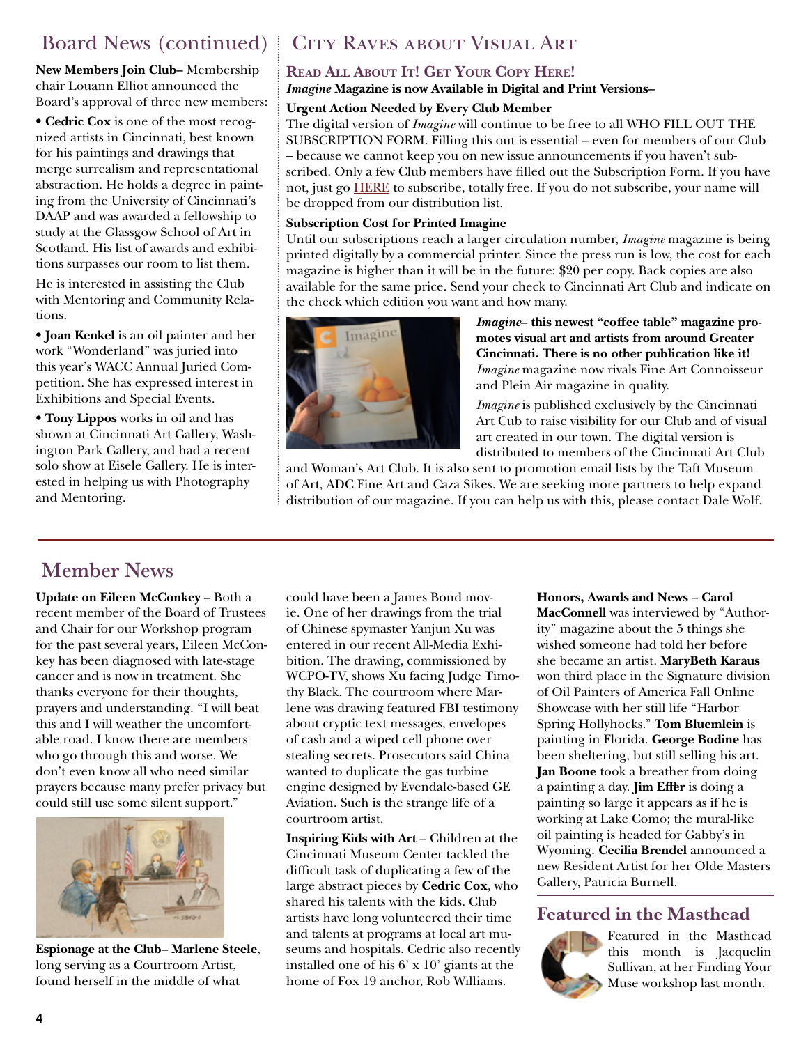## Board News (continued)

**New Members Join Club–** Membership chair Louann Elliot announced the Board's approval of three new members:

• **Cedric Cox** is one of the most recognized artists in Cincinnati, best known for his paintings and drawings that merge surrealism and representational abstraction. He holds a degree in painting from the University of Cincinnati's DAAP and was awarded a fellowship to study at the Glassgow School of Art in Scotland. His list of awards and exhibitions surpasses our room to list them.

He is interested in assisting the Club with Mentoring and Community Relations.

• **Joan Kenkel** is an oil painter and her work "Wonderland" was juried into this year's WACC Annual Juried Competition. She has expressed interest in Exhibitions and Special Events.

• **Tony Lippos** works in oil and has shown at Cincinnati Art Gallery, Washington Park Gallery, and had a recent solo show at Eisele Gallery. He is interested in helping us with Photography and Mentoring.

## City Raves about Visual Art

### Read All About It! Get Your Copy Here!

***Imagine* Magazine is now Available in Digital and Print Versions–**

**Urgent Action Needed by Every Club Member**

The digital version of *Imagine* will continue to be free to all WHO FILL OUT THE SUBSCRIPTION FORM. Filling this out is essential – even for members of our Club – because we cannot keep you on new issue announcements if you haven't subscribed. Only a few Club members have filled out the Subscription Form. If you have not, just go HERE to subscribe, totally free. If you do not subscribe, your name will be dropped from our distribution list.

**Subscription Cost for Printed Imagine**

Until our subscriptions reach a larger circulation number, *Imagine* magazine is being printed digitally by a commercial printer. Since the press run is low, the cost for each magazine is higher than it will be in the future: $20 per copy. Back copies are also available for the same price. Send your check to Cincinnati Art Club and indicate on the check which edition you want and how many.

***Imagine*– this newest "coffee table" magazine promotes visual art and artists from around Greater Cincinnati. There is no other publication like it!** *Imagine* magazine now rivals Fine Art Connoisseur and Plein Air magazine in quality.

*Imagine* is published exclusively by the Cincinnati Art Cub to raise visibility for our Club and of visual art created in our town. The digital version is distributed to members of the Cincinnati Art Club and Woman's Art Club. It is also sent to promotion email lists by the Taft Museum of Art, ADC Fine Art and Caza Sikes. We are seeking more partners to help expand distribution of our magazine. If you can help us with this, please contact Dale Wolf.

## Member News

**Update on Eileen McConkey –** Both a recent member of the Board of Trustees and Chair for our Workshop program for the past several years, Eileen McConkey has been diagnosed with late-stage cancer and is now in treatment. She thanks everyone for their thoughts, prayers and understanding. "I will beat this and I will weather the uncomfortable road. I know there are members who go through this and worse. We don't even know all who need similar prayers because many prefer privacy but could still use some silent support."

**Espionage at the Club– Marlene Steele**, long serving as a Courtroom Artist, found herself in the middle of what could have been a James Bond movie. One of her drawings from the trial of Chinese spymaster Yanjun Xu was entered in our recent All-Media Exhibition. The drawing, commissioned by WCPO-TV, shows Xu facing Judge Timothy Black. The courtroom where Marlene was drawing featured FBI testimony about cryptic text messages, envelopes of cash and a wiped cell phone over stealing secrets. Prosecutors said China wanted to duplicate the gas turbine engine designed by Evendale-based GE Aviation. Such is the strange life of a courtroom artist.

**Inspiring Kids with Art –** Children at the Cincinnati Museum Center tackled the difficult task of duplicating a few of the large abstract pieces by **Cedric Cox**, who shared his talents with the kids. Club artists have long volunteered their time and talents at programs at local art museums and hospitals. Cedric also recently installed one of his 6' x 10' giants at the home of Fox 19 anchor, Rob Williams.

**Honors, Awards and News – Carol MacConnell** was interviewed by "Authority" magazine about the 5 things she wished someone had told her before she became an artist. **MaryBeth Karaus** won third place in the Signature division of Oil Painters of America Fall Online Showcase with her still life "Harbor Spring Hollyhocks." **Tom Bluemlein** is painting in Florida. **George Bodine** has been sheltering, but still selling his art. **Jan Boone** took a breather from doing a painting a day. **Jim Effler** is doing a painting so large it appears as if he is working at Lake Como; the mural-like oil painting is headed for Gabby's in Wyoming. **Cecilia Brendel** announced a new Resident Artist for her Olde Masters Gallery, Patricia Burnell.

## Featured in the Masthead

Featured in the Masthead this month is Jacquelin Sullivan, at her Finding Your Muse workshop last month.